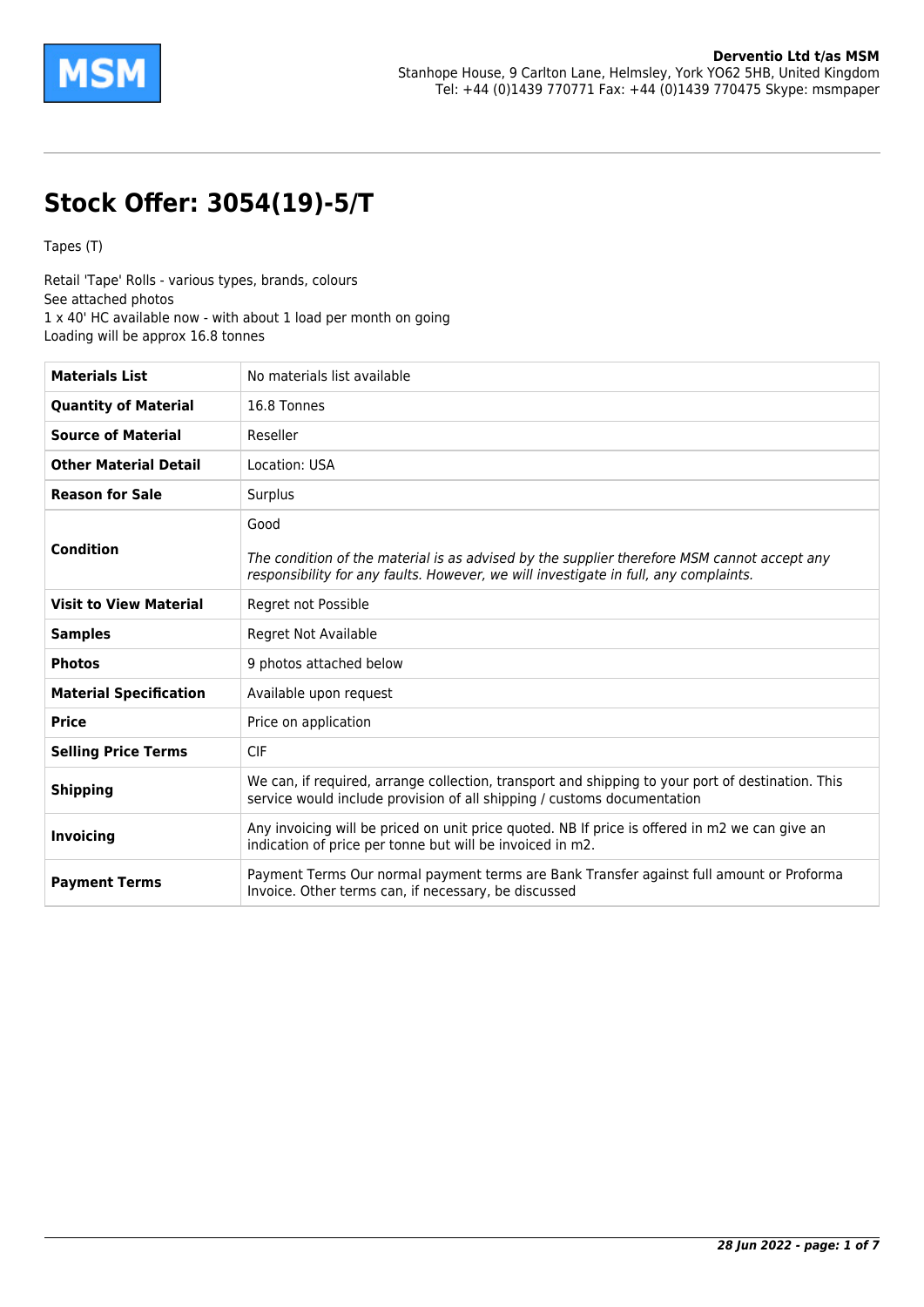**Derventio Ltd t/as MSM**
Stanhope House, 9 Carlton Lane, Helmsley, York YO62 5HB, United Kingdom
Tel: +44 (0)1439 770771 Fax: +44 (0)1439 770475 Skype: msmpaper

# Stock Offer: 3054(19)-5/T

Tapes (T)

Retail 'Tape' Rolls - various types, brands, colours
See attached photos
1 x 40' HC available now - with about 1 load per month on going
Loading will be approx 16.8 tonnes

| | |
|---|---|
| **Materials List** | No materials list available |
| **Quantity of Material** | 16.8 Tonnes |
| **Source of Material** | Reseller |
| **Other Material Detail** | Location: USA |
| **Reason for Sale** | Surplus |
| **Condition** | Good<br><br>*The condition of the material is as advised by the supplier therefore MSM cannot accept any responsibility for any faults. However, we will investigate in full, any complaints.* |
| **Visit to View Material** | Regret not Possible |
| **Samples** | Regret Not Available |
| **Photos** | 9 photos attached below |
| **Material Specification** | Available upon request |
| **Price** | Price on application |
| **Selling Price Terms** | CIF |
| **Shipping** | We can, if required, arrange collection, transport and shipping to your port of destination. This service would include provision of all shipping / customs documentation |
| **Invoicing** | Any invoicing will be priced on unit price quoted. NB If price is offered in m2 we can give an indication of price per tonne but will be invoiced in m2. |
| **Payment Terms** | Payment Terms Our normal payment terms are Bank Transfer against full amount or Proforma Invoice. Other terms can, if necessary, be discussed |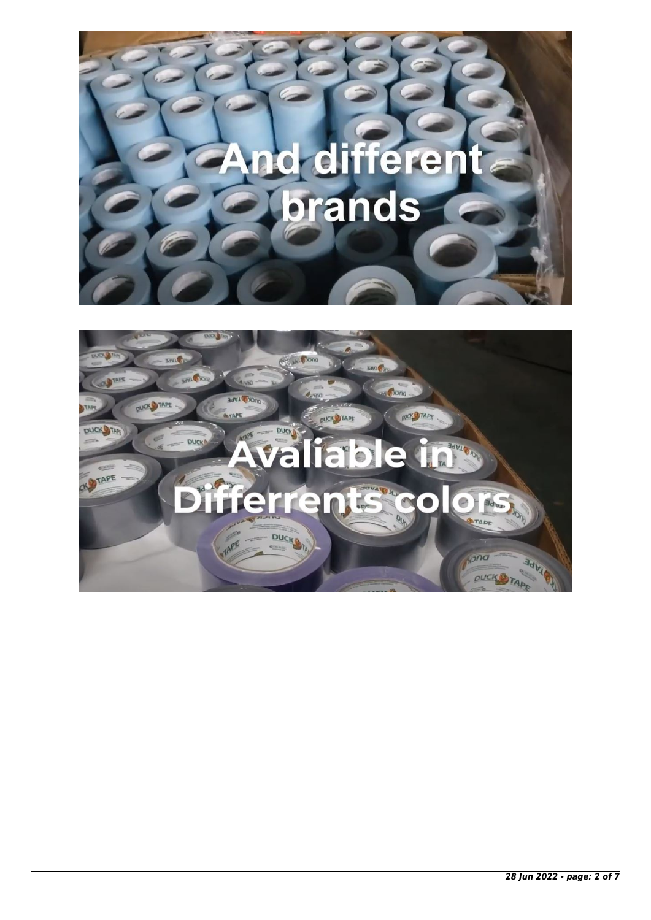And different brands

Avaliable in Differrents colors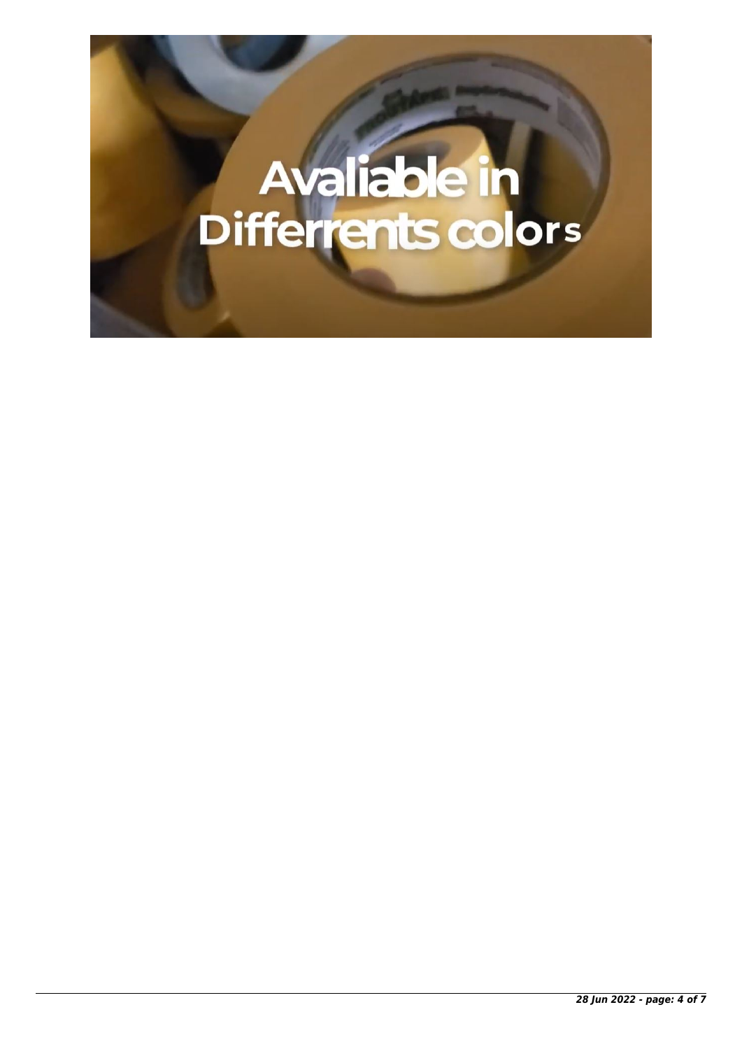Avaliable in Differrents colors